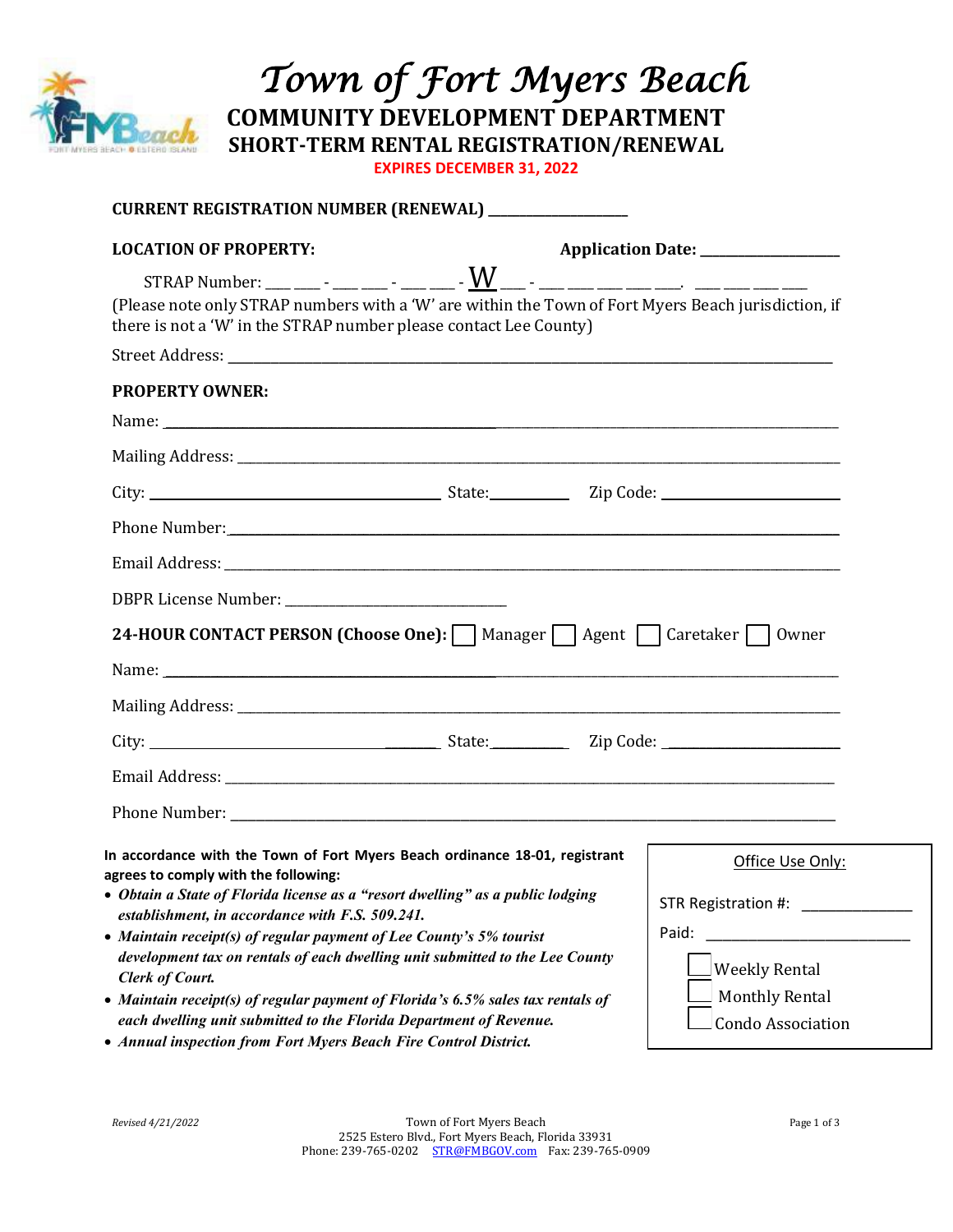# Town of Fort Myers Beach

## COMMUNITY DEVELOPMENT DEPARTMENT

## SHORT-TERM RENTAL REGISTRATION/RENEWAL

**EXPIRES DECEMBER 31, 2022**

**CURRENT REGISTRATION NUMBER (RENEWAL)** ___________________

**LOCATION OF PROPERTY:** **Application Date:** ___________________

STRAP Number: ___ ___ - ___ ___ - ___ ___ - W ___ - ___ ___ ___ ___ ___. ___ ___ ___ ___

(Please note only STRAP numbers with a 'W' are within the Town of Fort Myers Beach jurisdiction, if there is not a 'W' in the STRAP number please contact Lee County)

Street Address: ___________________________________________

**PROPERTY OWNER:**

Name: ___________________________________________

Mailing Address: ___________________________________________

City: ___________________ State: __________ Zip Code: ___________________

Phone Number: ___________________________________________

Email Address: ___________________________________________

DBPR License Number: ___________________

**24-HOUR CONTACT PERSON (Choose One):** ☐ Manager ☐ Agent ☐ Caretaker ☐ Owner

Name: ___________________________________________

Mailing Address: ___________________________________________

City: ___________________ State: __________ Zip Code: ___________________

Email Address: ___________________________________________

Phone Number: ___________________________________________

**In accordance with the Town of Fort Myers Beach ordinance 18-01, registrant agrees to comply with the following:**

- ***Obtain a State of Florida license as a "resort dwelling" as a public lodging establishment, in accordance with F.S. 509.241.***
- ***Maintain receipt(s) of regular payment of Lee County's 5% tourist development tax on rentals of each dwelling unit submitted to the Lee County Clerk of Court.***
- ***Maintain receipt(s) of regular payment of Florida's 6.5% sales tax rentals of each dwelling unit submitted to the Florida Department of Revenue.***
- ***Annual inspection from Fort Myers Beach Fire Control District.***

Office Use Only:

STR Registration #: ______________

Paid: ______________

☐ Weekly Rental

☐ Monthly Rental

☐ Condo Association

*Revised 4/21/2022*

Town of Fort Myers Beach
2525 Estero Blvd., Fort Myers Beach, Florida 33931
Phone: 239-765-0202 STR@FMBGOV.com Fax: 239-765-0909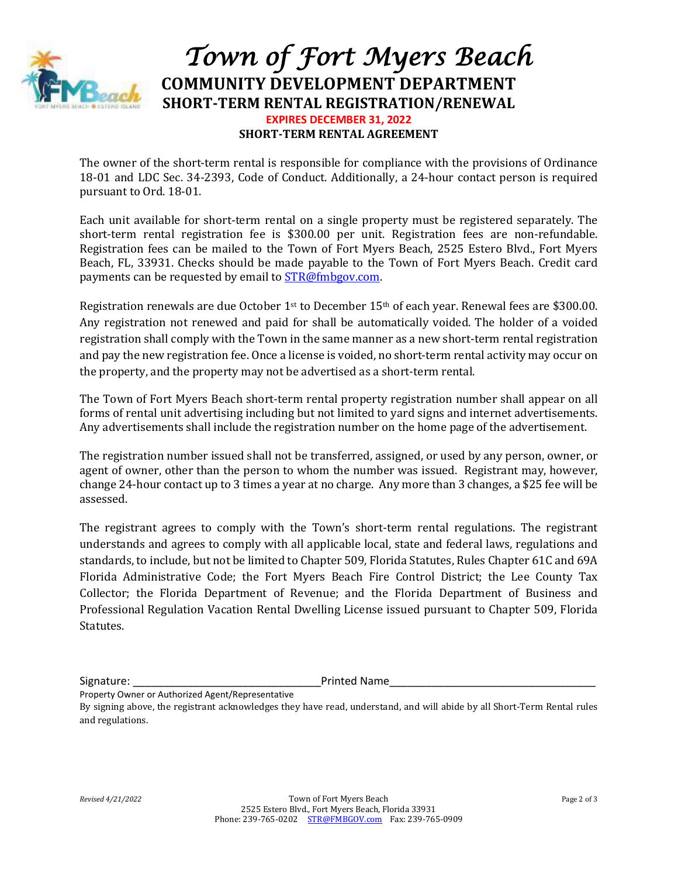# Town of Fort Myers Beach

## COMMUNITY DEVELOPMENT DEPARTMENT

## SHORT-TERM RENTAL REGISTRATION/RENEWAL

**EXPIRES DECEMBER 31, 2022**

**SHORT-TERM RENTAL AGREEMENT**

The owner of the short-term rental is responsible for compliance with the provisions of Ordinance 18-01 and LDC Sec. 34-2393, Code of Conduct. Additionally, a 24-hour contact person is required pursuant to Ord. 18-01.

Each unit available for short-term rental on a single property must be registered separately. The short-term rental registration fee is $300.00 per unit. Registration fees are non-refundable. Registration fees can be mailed to the Town of Fort Myers Beach, 2525 Estero Blvd., Fort Myers Beach, FL, 33931. Checks should be made payable to the Town of Fort Myers Beach. Credit card payments can be requested by email to STR@fmbgov.com.

Registration renewals are due October 1st to December 15th of each year. Renewal fees are $300.00. Any registration not renewed and paid for shall be automatically voided. The holder of a voided registration shall comply with the Town in the same manner as a new short-term rental registration and pay the new registration fee. Once a license is voided, no short-term rental activity may occur on the property, and the property may not be advertised as a short-term rental.

The Town of Fort Myers Beach short-term rental property registration number shall appear on all forms of rental unit advertising including but not limited to yard signs and internet advertisements. Any advertisements shall include the registration number on the home page of the advertisement.

The registration number issued shall not be transferred, assigned, or used by any person, owner, or agent of owner, other than the person to whom the number was issued. Registrant may, however, change 24-hour contact up to 3 times a year at no charge. Any more than 3 changes, a $25 fee will be assessed.

The registrant agrees to comply with the Town's short-term rental regulations. The registrant understands and agrees to comply with all applicable local, state and federal laws, regulations and standards, to include, but not be limited to Chapter 509, Florida Statutes, Rules Chapter 61C and 69A Florida Administrative Code; the Fort Myers Beach Fire Control District; the Lee County Tax Collector; the Florida Department of Revenue; and the Florida Department of Business and Professional Regulation Vacation Rental Dwelling License issued pursuant to Chapter 509, Florida Statutes.

Signature: ________________________________ Printed Name____________________________________

Property Owner or Authorized Agent/Representative

By signing above, the registrant acknowledges they have read, understand, and will abide by all Short-Term Rental rules and regulations.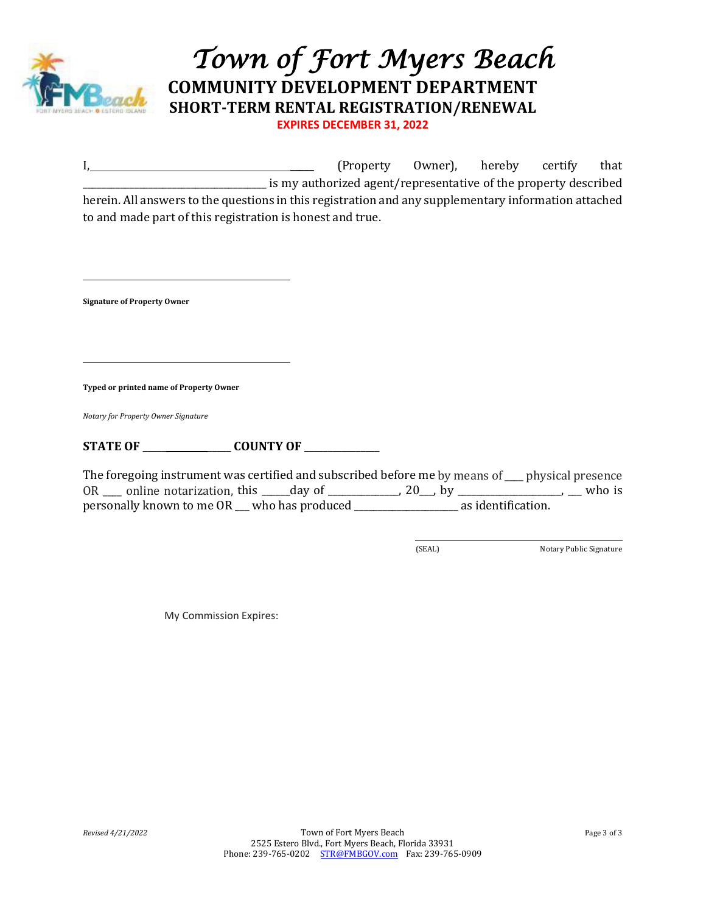# Town of Fort Myers Beach

## COMMUNITY DEVELOPMENT DEPARTMENT

## SHORT-TERM RENTAL REGISTRATION/RENEWAL

**EXPIRES DECEMBER 31, 2022**

I,_____________________________________________ (Property Owner), hereby certify that ______________________________________ is my authorized agent/representative of the property described herein. All answers to the questions in this registration and any supplementary information attached to and made part of this registration is honest and true.

_____________________________________________

**Signature of Property Owner**

_____________________________________________

**Typed or printed name of Property Owner**

*Notary for Property Owner Signature*

**STATE OF ________________ COUNTY OF ________________**

The foregoing instrument was certified and subscribed before me by means of ____ physical presence OR ____ online notarization, this _____day of ______________, 20___, by ____________________, ___ who is personally known to me OR ___ who has produced ____________________ as identification.

_____________________________________________

(SEAL) Notary Public Signature

My Commission Expires:

*Revised 4/21/2022*

Town of Fort Myers Beach
2525 Estero Blvd., Fort Myers Beach, Florida 33931
Phone: 239-765-0202 STR@FMBGOV.com Fax: 239-765-0909